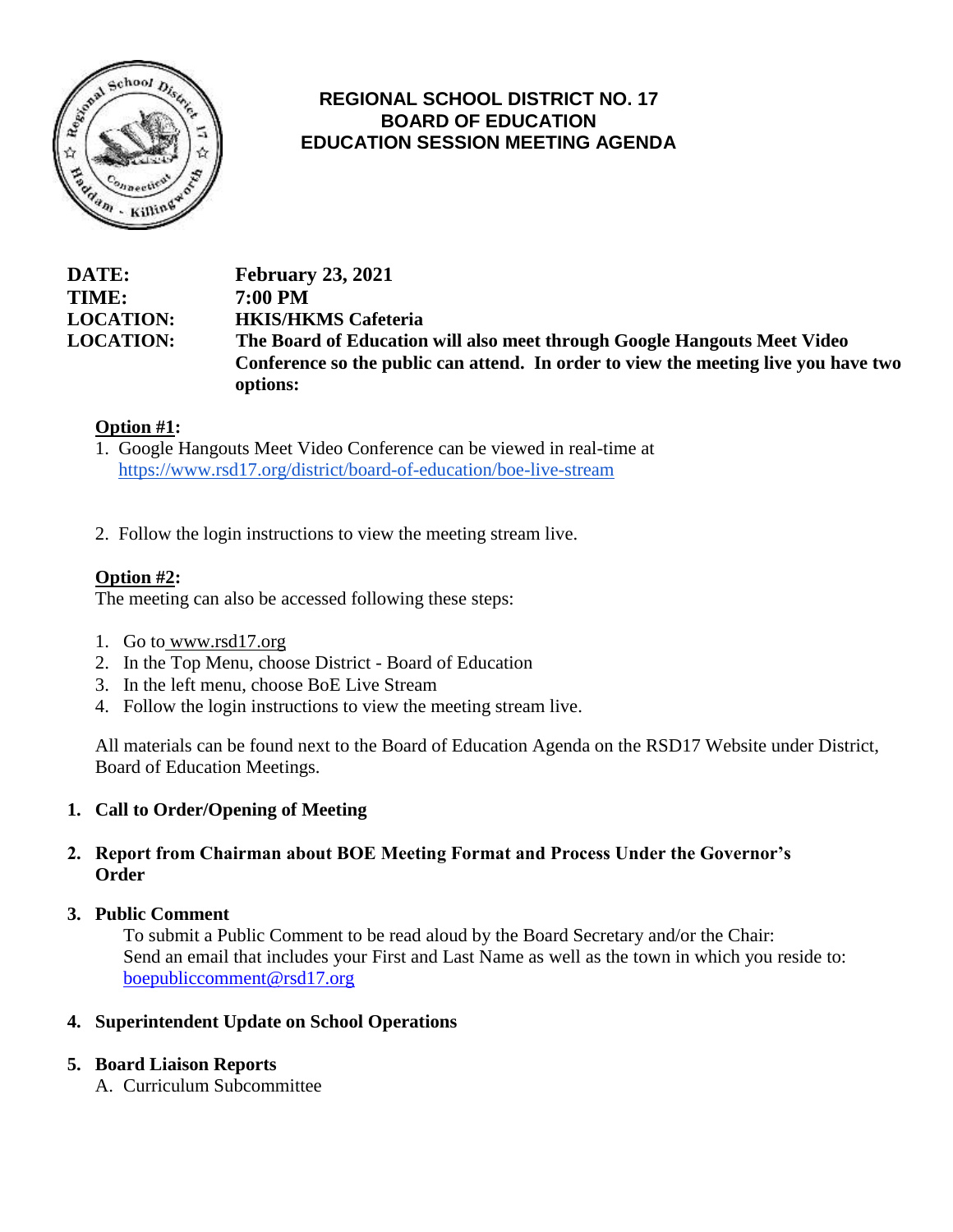# REGIONAL SCHOOL DISTRICT NO. 17
## BOARD OF EDUCATION
## EDUCATION SESSION MEETING AGENDA

**DATE:** **February 23, 2021**
**TIME:** **7:00 PM**
**LOCATION:** **HKIS/HKMS Cafeteria**
**LOCATION:** **The Board of Education will also meet through Google Hangouts Meet Video Conference so the public can attend. In order to view the meeting live you have two options:**

**Option #1:**

1. Google Hangouts Meet Video Conference can be viewed in real-time at https://www.rsd17.org/district/board-of-education/boe-live-stream

2. Follow the login instructions to view the meeting stream live.

**Option #2:**

The meeting can also be accessed following these steps:

1. Go to www.rsd17.org
2. In the Top Menu, choose District - Board of Education
3. In the left menu, choose BoE Live Stream
4. Follow the login instructions to view the meeting stream live.

All materials can be found next to the Board of Education Agenda on the RSD17 Website under District, Board of Education Meetings.

1. **Call to Order/Opening of Meeting**

2. **Report from Chairman about BOE Meeting Format and Process Under the Governor's Order**

3. **Public Comment**

   To submit a Public Comment to be read aloud by the Board Secretary and/or the Chair:
   Send an email that includes your First and Last Name as well as the town in which you reside to: boepubliccomment@rsd17.org

4. **Superintendent Update on School Operations**

5. **Board Liaison Reports**

   A. Curriculum Subcommittee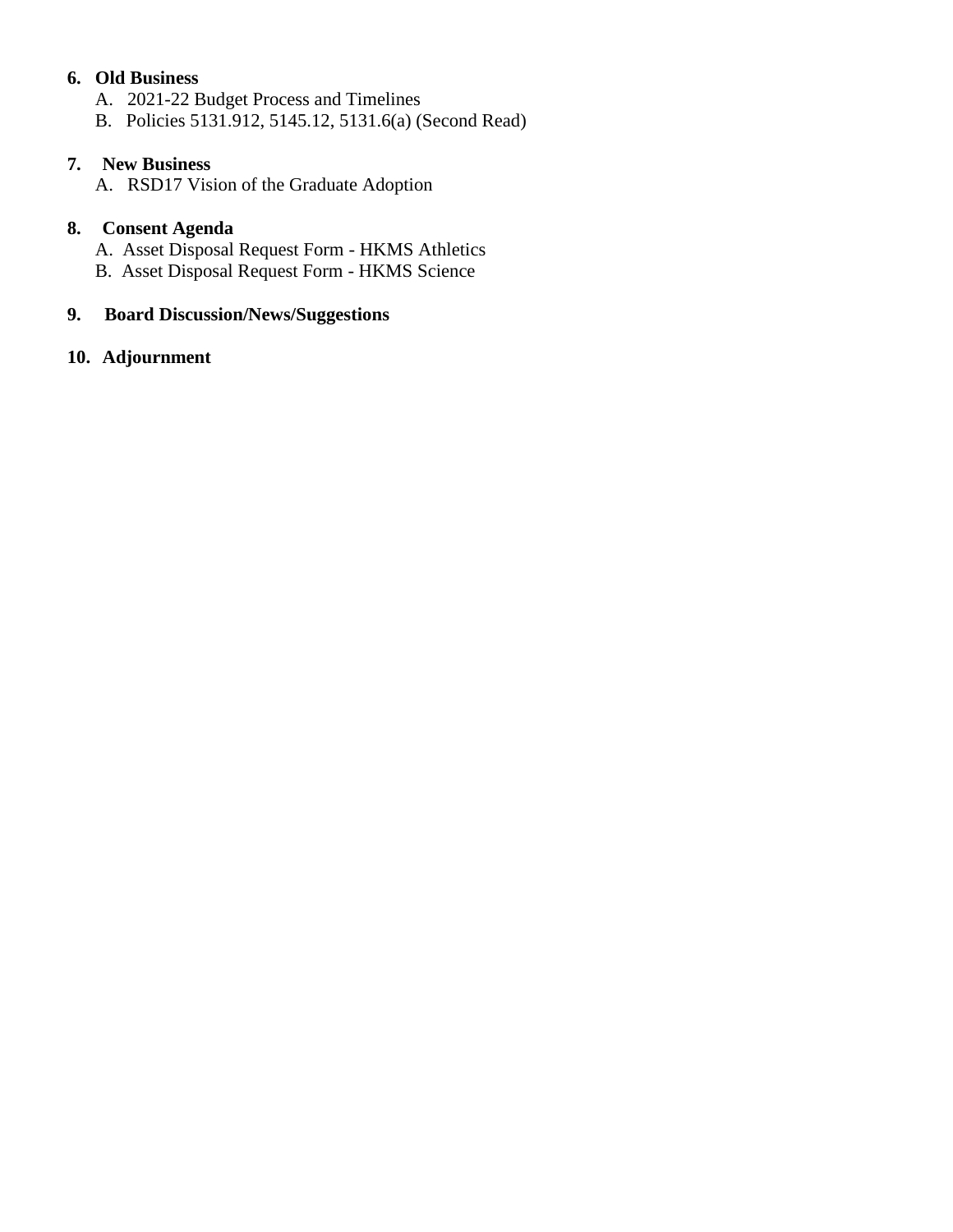**6. Old Business**

A. 2021-22 Budget Process and Timelines
B. Policies 5131.912, 5145.12, 5131.6(a) (Second Read)

**7. New Business**

A. RSD17 Vision of the Graduate Adoption

**8. Consent Agenda**

A. Asset Disposal Request Form - HKMS Athletics
B. Asset Disposal Request Form - HKMS Science

**9. Board Discussion/News/Suggestions**

**10. Adjournment**